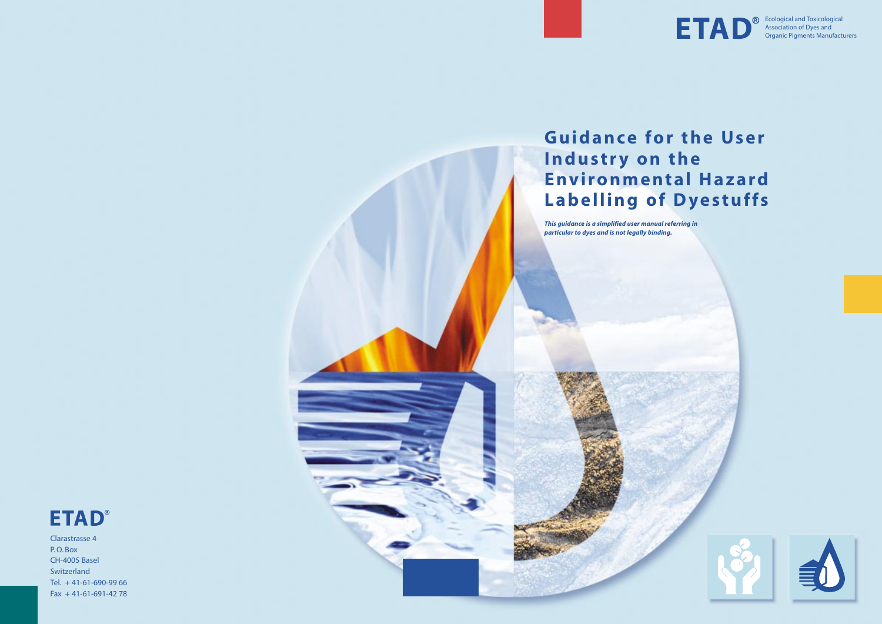**ETAD®** Ecological and Toxicological Association of Dyes and Organic Pigments Manufacturers

# Guidance for the User Industry on the Environmental Hazard Labelling of Dyestuffs

***This guidance is a simplified user manual referring in particular to dyes and is not legally binding.***

**ETAD®**

Clarastrasse 4
P. O. Box
CH-4005 Basel
Switzerland
Tel. + 41-61-690-99 66
Fax + 41-61-691-42 78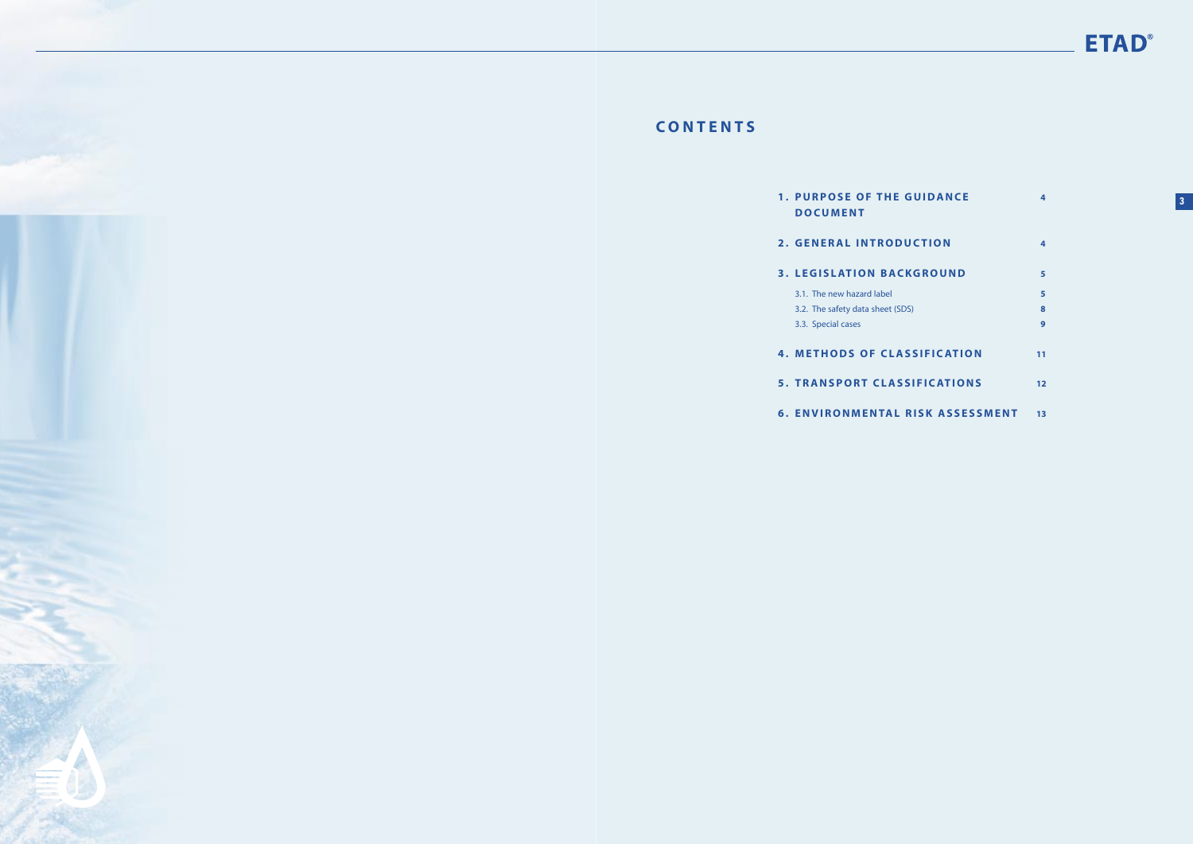# CONTENTS

| | |
|---|---|
| **1. PURPOSE OF THE GUIDANCE DOCUMENT** | **4** |
| **2. GENERAL INTRODUCTION** | **4** |
| **3. LEGISLATION BACKGROUND** | **5** |
| 3.1. The new hazard label | **5** |
| 3.2. The safety data sheet (SDS) | **8** |
| 3.3. Special cases | **9** |
| **4. METHODS OF CLASSIFICATION** | **11** |
| **5. TRANSPORT CLASSIFICATIONS** | **12** |
| **6. ENVIRONMENTAL RISK ASSESSMENT** | **13** |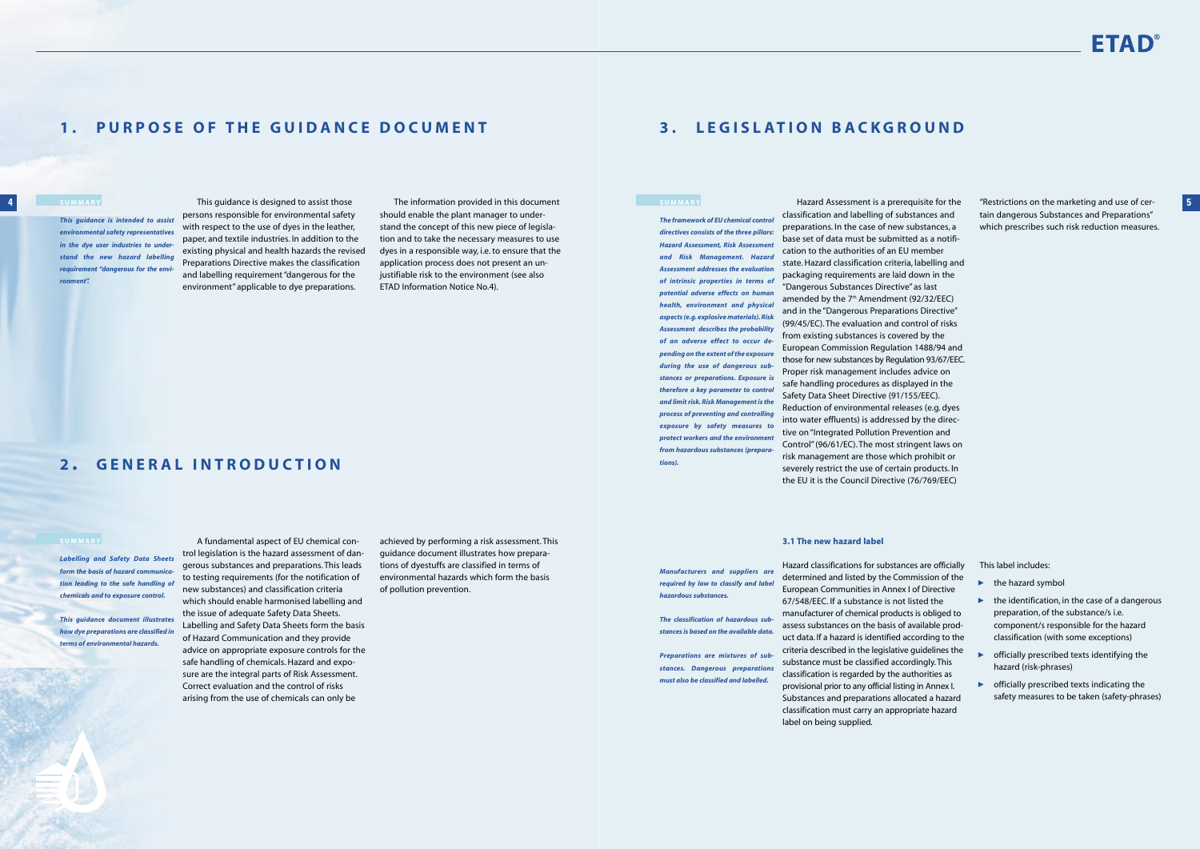# 1. PURPOSE OF THE GUIDANCE DOCUMENT

**SUMMARY**

***This guidance is intended to assist environmental safety representatives in the dye user industries to understand the new hazard labelling requirement "dangerous for the environment".***

This guidance is designed to assist those persons responsible for environmental safety with respect to the use of dyes in the leather, paper, and textile industries. In addition to the existing physical and health hazards the revised Preparations Directive makes the classification and labelling requirement "dangerous for the environment" applicable to dye preparations.

The information provided in this document should enable the plant manager to understand the concept of this new piece of legislation and to take the necessary measures to use dyes in a responsible way, i.e. to ensure that the application process does not present an unjustifiable risk to the environment (see also ETAD Information Notice No.4).

# 2. GENERAL INTRODUCTION

**SUMMARY**

***Labelling and Safety Data Sheets form the basis of hazard communication leading to the safe handling of chemicals and to exposure control.***

***This guidance document illustrates how dye preparations are classified in terms of environmental hazards.***

A fundamental aspect of EU chemical control legislation is the hazard assessment of dangerous substances and preparations. This leads to testing requirements (for the notification of new substances) and classification criteria which should enable harmonised labelling and the issue of adequate Safety Data Sheets. Labelling and Safety Data Sheets form the basis of Hazard Communication and they provide advice on appropriate exposure controls for the safe handling of chemicals. Hazard and exposure are the integral parts of Risk Assessment. Correct evaluation and the control of risks arising from the use of chemicals can only be achieved by performing a risk assessment. This guidance document illustrates how preparations of dyestuffs are classified in terms of environmental hazards which form the basis of pollution prevention.

# 3. LEGISLATION BACKGROUND

**SUMMARY**

***The framework of EU chemical control directives consists of the three pillars: Hazard Assessment, Risk Assessment and Risk Management. Hazard Assessment addresses the evaluation of intrinsic properties in terms of potential adverse effects on human health, environment and physical aspects (e.g. explosive materials). Risk Assessment describes the probability of an adverse effect to occur depending on the extent of the exposure during the use of dangerous substances or preparations. Exposure is therefore a key parameter to control and limit risk. Risk Management is the process of preventing and controlling exposure by safety measures to protect workers and the environment from hazardous substances (preparations).***

Hazard Assessment is a prerequisite for the classification and labelling of substances and preparations. In the case of new substances, a base set of data must be submitted as a notification to the authorities of an EU member state. Hazard classification criteria, labelling and packaging requirements are laid down in the "Dangerous Substances Directive" as last amended by the 7th Amendment (92/32/EEC) and in the "Dangerous Preparations Directive" (99/45/EC). The evaluation and control of risks from existing substances is covered by the European Commission Regulation 1488/94 and those for new substances by Regulation 93/67/EEC. Proper risk management includes advice on safe handling procedures as displayed in the Safety Data Sheet Directive (91/155/EEC). Reduction of environmental releases (e.g. dyes into water effluents) is addressed by the directive on "Integrated Pollution Prevention and Control" (96/61/EC). The most stringent laws on risk management are those which prohibit or severely restrict the use of certain products. In the EU it is the Council Directive (76/769/EEC) "Restrictions on the marketing and use of certain dangerous Substances and Preparations" which prescribes such risk reduction measures.

### 3.1 The new hazard label

***Manufacturers and suppliers are required by law to classify and label hazardous substances.***

***The classification of hazardous substances is based on the available data.***

***Preparations are mixtures of substances. Dangerous preparations must also be classified and labelled.***

Hazard classifications for substances are officially determined and listed by the Commission of the European Communities in Annex I of Directive 67/548/EEC. If a substance is not listed the manufacturer of chemical products is obliged to assess substances on the basis of available product data. If a hazard is identified according to the criteria described in the legislative guidelines the substance must be classified accordingly. This classification is regarded by the authorities as provisional prior to any official listing in Annex I. Substances and preparations allocated a hazard classification must carry an appropriate hazard label on being supplied.

This label includes:

- the hazard symbol
- the identification, in the case of a dangerous preparation, of the substance/s i.e. component/s responsible for the hazard classification (with some exceptions)
- officially prescribed texts identifying the hazard (risk-phrases)
- officially prescribed texts indicating the safety measures to be taken (safety-phrases)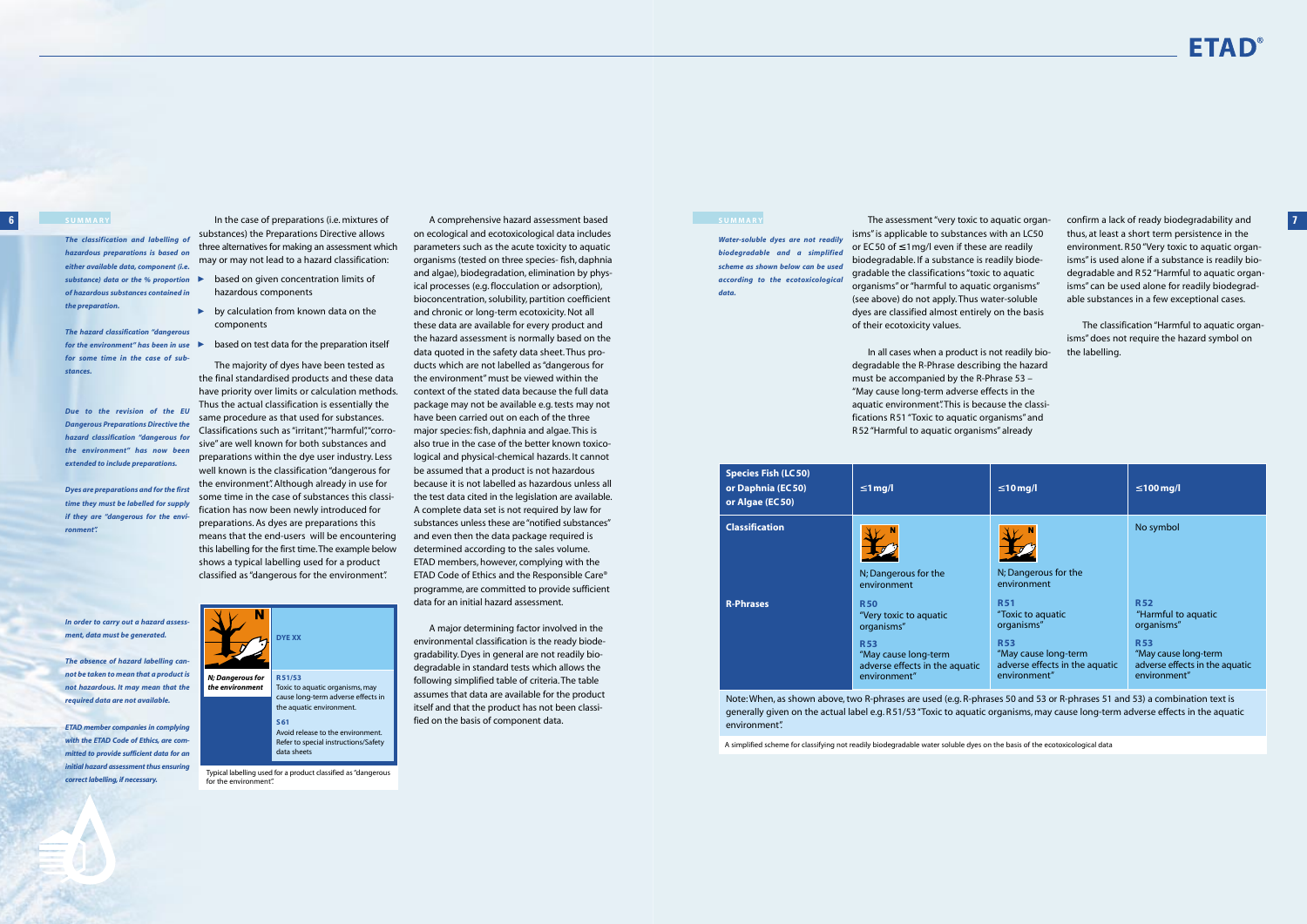## SUMMARY

*The classification and labelling of hazardous preparations is based on either available data, component (i.e. substance) data or the % proportion of hazardous substances contained in the preparation.*

*The hazard classification "dangerous for the environment" has been in use for some time in the case of substances.*

*Due to the revision of the EU Dangerous Preparations Directive the hazard classification "dangerous for the environment" has now been extended to include preparations.*

*Dyes are preparations and for the first time they must be labelled for supply if they are "dangerous for the environment".*

*In order to carry out a hazard assessment, data must be generated.*

*The absence of hazard labelling cannot be taken to mean that a product is not hazardous. It may mean that the required data are not available.*

*ETAD member companies in complying with the ETAD Code of Ethics, are committed to provide sufficient data for an initial hazard assessment thus ensuring correct labelling, if necessary.*

In the case of preparations (i.e. mixtures of substances) the Preparations Directive allows three alternatives for making an assessment which may or may not lead to a hazard classification:

- based on given concentration limits of hazardous components
- by calculation from known data on the components
- based on test data for the preparation itself

The majority of dyes have been tested as the final standardised products and these data have priority over limits or calculation methods. Thus the actual classification is essentially the same procedure as that used for substances. Classifications such as "irritant", "harmful", "corrosive" are well known for both substances and preparations within the dye user industry. Less well known is the classification "dangerous for the environment". Although already in use for some time in the case of substances this classification has now been newly introduced for preparations. As dyes are preparations this means that the end-users will be encountering this labelling for the first time. The example below shows a typical labelling used for a product classified as "dangerous for the environment".

| N; Dangerous for the environment | DYE XX |
|---|---|
| | **R51/53** Toxic to aquatic organisms, may cause long-term adverse effects in the aquatic environment. **S61** Avoid release to the environment. Refer to special instructions/Safety data sheets |

Typical labelling used for a product classified as "dangerous for the environment".

A comprehensive hazard assessment based on ecological and ecotoxicological data includes parameters such as the acute toxicity to aquatic organisms (tested on three species- fish, daphnia and algae), biodegradation, elimination by physical processes (e.g. flocculation or adsorption), bioconcentration, solubility, partition coefficient and chronic or long-term ecotoxicity. Not all these data are available for every product and the hazard assessment is normally based on the data quoted in the safety data sheet. Thus products which are not labelled as "dangerous for the environment" must be viewed within the context of the stated data because the full data package may not be available e.g. tests may not have been carried out on each of the three major species: fish, daphnia and algae. This is also true in the case of the better known toxicological and physical-chemical hazards. It cannot be assumed that a product is not hazardous because it is not labelled as hazardous unless all the test data cited in the legislation are available. A complete data set is not required by law for substances unless these are "notified substances" and even then the data package required is determined according to the sales volume. ETAD members, however, complying with the ETAD Code of Ethics and the Responsible Care® programme, are committed to provide sufficient data for an initial hazard assessment.

A major determining factor involved in the environmental classification is the ready biodegradability. Dyes in general are not readily biodegradable in standard tests which allows the following simplified table of criteria. The table assumes that data are available for the product itself and that the product has not been classified on the basis of component data.

## SUMMARY

*Water-soluble dyes are not readily biodegradable and a simplified scheme as shown below can be used according to the ecotoxicological data.*

The assessment "very toxic to aquatic organisms" is applicable to substances with an LC50 or EC50 of ≤1 mg/l even if these are readily biodegradable. If a substance is readily biodegradable the classifications "toxic to aquatic organisms" or "harmful to aquatic organisms" (see above) do not apply. Thus water-soluble dyes are classified almost entirely on the basis of their ecotoxicity values.

In all cases when a product is not readily biodegradable the R-Phrase describing the hazard must be accompanied by the R-Phrase 53 – "May cause long-term adverse effects in the aquatic environment". This is because the classifications R51 "Toxic to aquatic organisms" and R52 "Harmful to aquatic organisms" already confirm a lack of ready biodegradability and thus, at least a short term persistence in the environment. R50 "Very toxic to aquatic organisms" is used alone if a substance is readily biodegradable and R52 "Harmful to aquatic organisms" can be used alone for readily biodegradable substances in a few exceptional cases.

The classification "Harmful to aquatic organisms" does not require the hazard symbol on the labelling.

| Species Fish (LC50) or Daphnia (EC50) or Algae (EC50) | ≤1 mg/l | ≤10 mg/l | ≤100 mg/l |
|---|---|---|---|
| **Classification** | N; Dangerous for the environment | N; Dangerous for the environment | No symbol |
| **R-Phrases** | **R50** "Very toxic to aquatic organisms" **R53** "May cause long-term adverse effects in the aquatic environment" | **R51** "Toxic to aquatic organisms" **R53** "May cause long-term adverse effects in the aquatic environment" | **R52** "Harmful to aquatic organisms" **R53** "May cause long-term adverse effects in the aquatic environment" |

Note: When, as shown above, two R-phrases are used (e.g. R-phrases 50 and 53 or R-phrases 51 and 53) a combination text is generally given on the actual label e.g. R51/53 "Toxic to aquatic organisms, may cause long-term adverse effects in the aquatic environment".

A simplified scheme for classifying not readily biodegradable water soluble dyes on the basis of the ecotoxicological data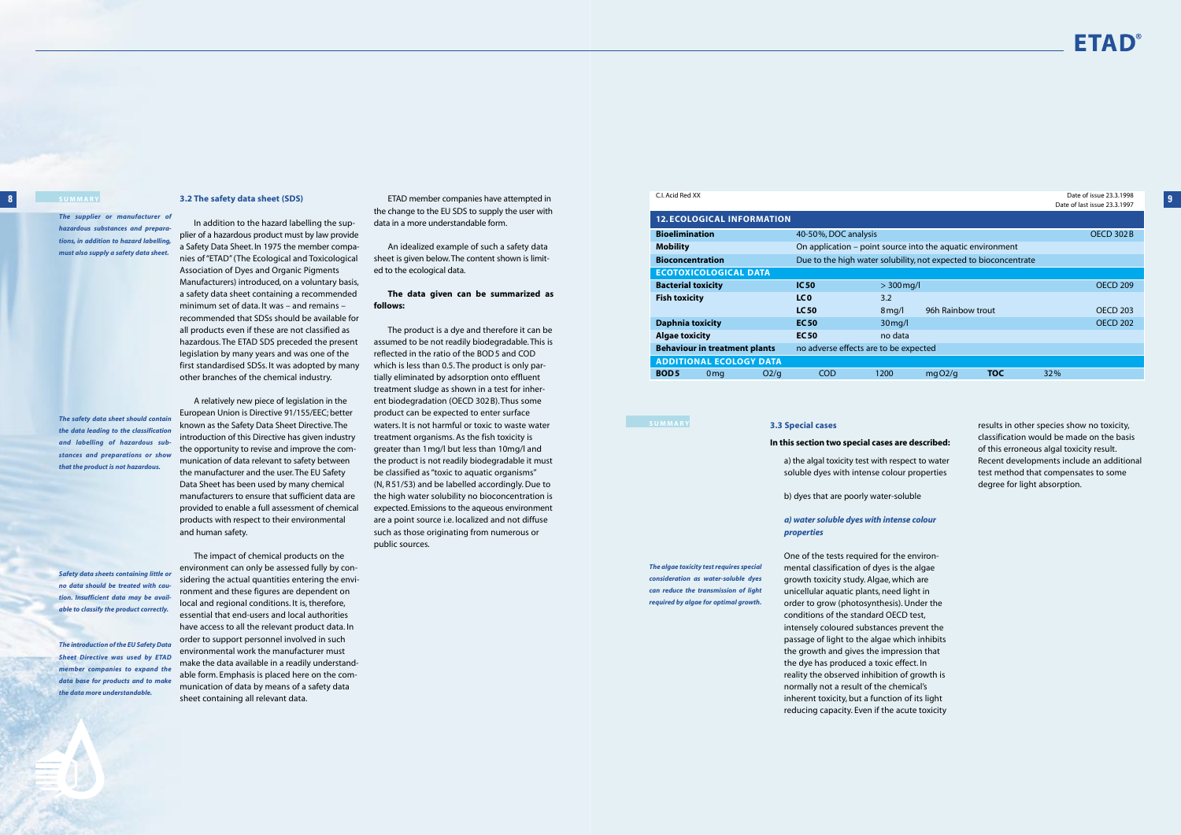**SUMMARY**

*The supplier or manufacturer of hazardous substances and preparations, in addition to hazard labelling, must also supply a safety data sheet.*

### 3.2 The safety data sheet (SDS)

In addition to the hazard labelling the supplier of a hazardous product must by law provide a Safety Data Sheet. In 1975 the member companies of "ETAD" (The Ecological and Toxicological Association of Dyes and Organic Pigments Manufacturers) introduced, on a voluntary basis, a safety data sheet containing a recommended minimum set of data. It was – and remains – recommended that SDSs should be available for all products even if these are not classified as hazardous. The ETAD SDS preceded the present legislation by many years and was one of the first standardised SDSs. It was adopted by many other branches of the chemical industry.

*The safety data sheet should contain the data leading to the classification and labelling of hazardous substances and preparations or show that the product is not hazardous.*

A relatively new piece of legislation in the European Union is Directive 91/155/EEC; better known as the Safety Data Sheet Directive. The introduction of this Directive has given industry the opportunity to revise and improve the communication of data relevant to safety between the manufacturer and the user. The EU Safety Data Sheet has been used by many chemical manufacturers to ensure that sufficient data are provided to enable a full assessment of chemical products with respect to their environmental and human safety.

*Safety data sheets containing little or no data should be treated with caution. Insufficient data may be available to classify the product correctly.*

The impact of chemical products on the environment can only be assessed fully by considering the actual quantities entering the environment and these figures are dependent on local and regional conditions. It is, therefore, essential that end-users and local authorities have access to all the relevant product data. In order to support personnel involved in such environmental work the manufacturer must make the data available in a readily understandable form. Emphasis is placed here on the communication of data by means of a safety data sheet containing all relevant data.

*The introduction of the EU Safety Data Sheet Directive was used by ETAD member companies to expand the data base for products and to make the data more understandable.*

ETAD member companies have attempted in the change to the EU SDS to supply the user with data in a more understandable form.

An idealized example of such a safety data sheet is given below. The content shown is limited to the ecological data.

**The data given can be summarized as follows:**

The product is a dye and therefore it can be assumed to be not readily biodegradable. This is reflected in the ratio of the BOD 5 and COD which is less than 0.5. The product is only partially eliminated by adsorption onto effluent treatment sludge as shown in a test for inherent biodegradation (OECD 302 B). Thus some product can be expected to enter surface waters. It is not harmful or toxic to waste water treatment organisms. As the fish toxicity is greater than 1 mg/l but less than 10 mg/l and the product is not readily biodegradable it must be classified as "toxic to aquatic organisms" (N, R 51/53) and be labelled accordingly. Due to the high water solubility no bioconcentration is expected. Emissions to the aqueous environment are a point source i.e. localized and not diffuse such as those originating from numerous or public sources.

C.I. Acid Red XX — Date of issue 23.3.1998; Date of last issue 23.3.1997

| **12. ECOLOGICAL INFORMATION** | | | | | | | |
|---|---|---|---|---|---|---|---|
| **Bioelimination** | | 40-50%, DOC analysis | | | | | OECD 302 B |
| **Mobility** | | On application – point source into the aquatic environment | | | | | |
| **Bioconcentration** | | Due to the high water solubility, not expected to bioconcentrate | | | | | |
| **ECOTOXICOLOGICAL DATA** | | | | | | | |
| **Bacterial toxicity** | | **IC 50** | > 300 mg/l | | | | OECD 209 |
| **Fish toxicity** | | **LC 0** | 3.2 | | | | |
| | | **LC 50** | 8 mg/l | 96h Rainbow trout | | | OECD 203 |
| **Daphnia toxicity** | | **EC 50** | 30 mg/l | | | | OECD 202 |
| **Algae toxicity** | | **EC 50** | no data | | | | |
| **Behaviour in treatment plants** | | no adverse effects are to be expected | | | | | |
| **ADDITIONAL ECOLOGY DATA** | | | | | | | |
| **BOD 5** | 0 mg O2/g | COD | 1200 | mg O2/g | **TOC** | 32% | |

**SUMMARY**

### 3.3 Special cases

**In this section two special cases are described:**

a) the algal toxicity test with respect to water soluble dyes with intense colour properties

b) dyes that are poorly water-soluble

#### *a) water soluble dyes with intense colour properties*

*The algae toxicity test requires special consideration as water-soluble dyes can reduce the transmission of light required by algae for optimal growth.*

One of the tests required for the environmental classification of dyes is the algae growth toxicity study. Algae, which are unicellular aquatic plants, need light in order to grow (photosynthesis). Under the conditions of the standard OECD test, intensely coloured substances prevent the passage of light to the algae which inhibits the growth and gives the impression that the dye has produced a toxic effect. In reality the observed inhibition of growth is normally not a result of the chemical's inherent toxicity, but a function of its light reducing capacity. Even if the acute toxicity results in other species show no toxicity, classification would be made on the basis of this erroneous algal toxicity result. Recent developments include an additional test method that compensates to some degree for light absorption.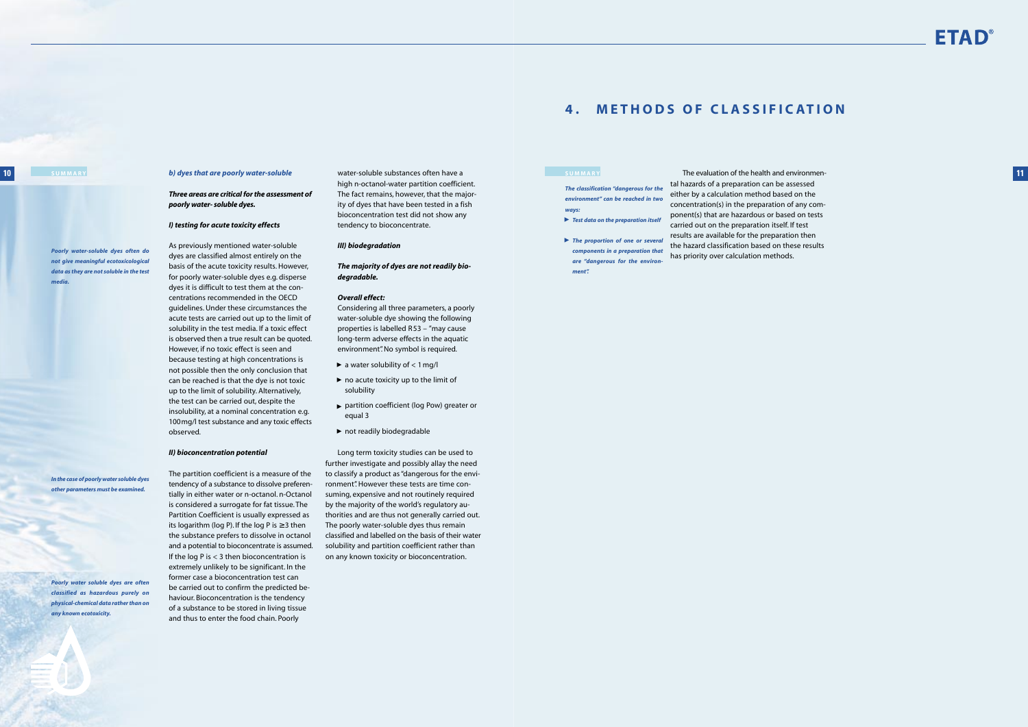**SUMMARY**

*Poorly water-soluble dyes often do not give meaningful ecotoxicological data as they are not soluble in the test media.*

*In the case of poorly water soluble dyes other parameters must be examined.*

*Poorly water soluble dyes are often classified as hazardous purely on physical-chemical data rather than on any known ecotoxicity.*

### *b) dyes that are poorly water-soluble*

***Three areas are critical for the assessment of poorly water- soluble dyes.***

#### *I) testing for acute toxicity effects*

As previously mentioned water-soluble dyes are classified almost entirely on the basis of the acute toxicity results. However, for poorly water-soluble dyes e.g. disperse dyes it is difficult to test them at the concentrations recommended in the OECD guidelines. Under these circumstances the acute tests are carried out up to the limit of solubility in the test media. If a toxic effect is observed then a true result can be quoted. However, if no toxic effect is seen and because testing at high concentrations is not possible then the only conclusion that can be reached is that the dye is not toxic up to the limit of solubility. Alternatively, the test can be carried out, despite the insolubility, at a nominal concentration e.g. 100 mg/l test substance and any toxic effects observed.

#### *II) bioconcentration potential*

The partition coefficient is a measure of the tendency of a substance to dissolve preferentially in either water or n-octanol. n-Octanol is considered a surrogate for fat tissue. The Partition Coefficient is usually expressed as its logarithm (log P). If the log P is ≥ 3 then the substance prefers to dissolve in octanol and a potential to bioconcentrate is assumed. If the log P is < 3 then bioconcentration is extremely unlikely to be significant. In the former case a bioconcentration test can be carried out to confirm the predicted behaviour. Bioconcentration is the tendency of a substance to be stored in living tissue and thus to enter the food chain. Poorly water-soluble substances often have a high n-octanol-water partition coefficient. The fact remains, however, that the majority of dyes that have been tested in a fish bioconcentration test did not show any tendency to bioconcentrate.

#### *III) biodegradation*

***The majority of dyes are not readily biodegradable.***

#### *Overall effect:*

Considering all three parameters, a poorly water-soluble dye showing the following properties is labelled R53 – "may cause long-term adverse effects in the aquatic environment". No symbol is required.

- a water solubility of < 1 mg/l
- no acute toxicity up to the limit of solubility
- partition coefficient (log Pow) greater or equal 3
- not readily biodegradable

Long term toxicity studies can be used to further investigate and possibly allay the need to classify a product as "dangerous for the environment". However these tests are time consuming, expensive and not routinely required by the majority of the world's regulatory authorities and are thus not generally carried out. The poorly water-soluble dyes thus remain classified and labelled on the basis of their water solubility and partition coefficient rather than on any known toxicity or bioconcentration.

# 4. METHODS OF CLASSIFICATION

**SUMMARY**

*The classification "dangerous for the environment" can be reached in two ways:*

- *Test data on the preparation itself*
- *The proportion of one or several components in a preparation that are "dangerous for the environment".*

The evaluation of the health and environmental hazards of a preparation can be assessed either by a calculation method based on the concentration(s) in the preparation of any component(s) that are hazardous or based on tests carried out on the preparation itself. If test results are available for the preparation then the hazard classification based on these results has priority over calculation methods.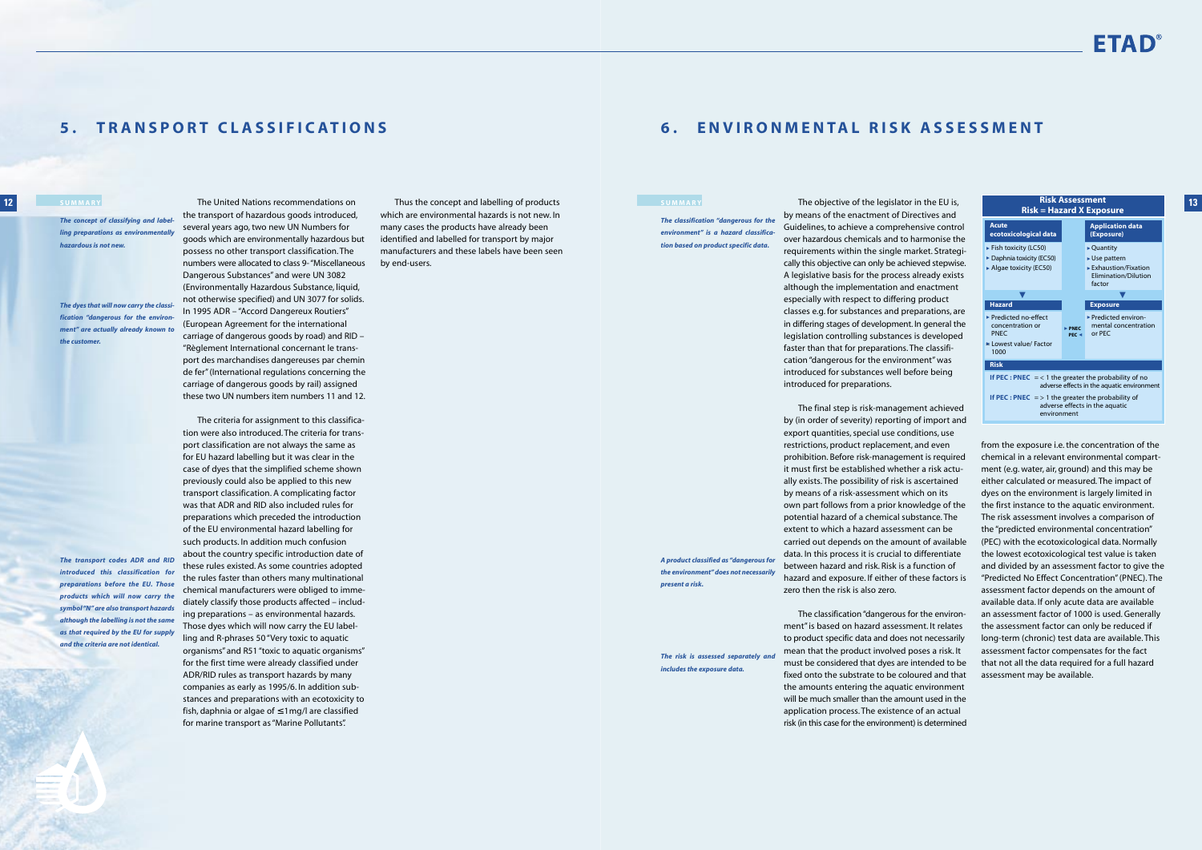## 5. TRANSPORT CLASSIFICATIONS

**SUMMARY**

*The concept of classifying and labelling preparations as environmentally hazardous is not new.*

*The dyes that will now carry the classification "dangerous for the environment" are actually already known to the customer.*

*The transport codes ADR and RID introduced this classification for preparations before the EU. Those products which will now carry the symbol "N" are also transport hazards although the labelling is not the same as that required by the EU for supply and the criteria are not identical.*

The United Nations recommendations on the transport of hazardous goods introduced, several years ago, two new UN Numbers for goods which are environmentally hazardous but possess no other transport classification. The numbers were allocated to class 9- "Miscellaneous Dangerous Substances" and were UN 3082 (Environmentally Hazardous Substance, liquid, not otherwise specified) and UN 3077 for solids. In 1995 ADR – "Accord Dangereux Routiers" (European Agreement for the international carriage of dangerous goods by road) and RID – "Règlement International concernant le transport des marchandises dangereuses par chemin de fer" (International regulations concerning the carriage of dangerous goods by rail) assigned these two UN numbers item numbers 11 and 12.

The criteria for assignment to this classification were also introduced. The criteria for transport classification are not always the same as for EU hazard labelling but it was clear in the case of dyes that the simplified scheme shown previously could also be applied to this new transport classification. A complicating factor was that ADR and RID also included rules for preparations which preceded the introduction of the EU environmental hazard labelling for such products. In addition much confusion about the country specific introduction date of these rules existed. As some countries adopted the rules faster than others many multinational chemical manufacturers were obliged to immediately classify those products affected – including preparations – as environmental hazards. Those dyes which will now carry the EU labelling and R-phrases 50 "Very toxic to aquatic organisms" and R51 "toxic to aquatic organisms" for the first time were already classified under ADR/RID rules as transport hazards by many companies as early as 1995/6. In addition substances and preparations with an ecotoxicity to fish, daphnia or algae of ≤1mg/l are classified for marine transport as "Marine Pollutants".

Thus the concept and labelling of products which are environmental hazards is not new. In many cases the products have already been identified and labelled for transport by major manufacturers and these labels have been seen by end-users.

## 6. ENVIRONMENTAL RISK ASSESSMENT

**SUMMARY**

*The classification "dangerous for the environment" is a hazard classification based on product specific data.*

*A product classified as "dangerous for the environment" does not necessarily present a risk.*

*The risk is assessed separately and includes the exposure data.*

The objective of the legislator in the EU is, by means of the enactment of Directives and Guidelines, to achieve a comprehensive control over hazardous chemicals and to harmonise the requirements within the single market. Strategically this objective can only be achieved stepwise. A legislative basis for the process already exists although the implementation and enactment especially with respect to differing product classes e.g. for substances and preparations, are in differing stages of development. In general the legislation controlling substances is developed faster than that for preparations. The classification "dangerous for the environment" was introduced for substances well before being introduced for preparations.

The final step is risk-management achieved by (in order of severity) reporting of import and export quantities, special use conditions, use restrictions, product replacement, and even prohibition. Before risk-management is required it must first be established whether a risk actually exists. The possibility of risk is ascertained by means of a risk-assessment which on its own part follows from a prior knowledge of the potential hazard of a chemical substance. The extent to which a hazard assessment can be carried out depends on the amount of available data. In this process it is crucial to differentiate between hazard and risk. Risk is a function of hazard and exposure. If either of these factors is zero then the risk is also zero.

The classification "dangerous for the environment" is based on hazard assessment. It relates to product specific data and does not necessarily mean that the product involved poses a risk. It must be considered that dyes are intended to be fixed onto the substrate to be coloured and that the amounts entering the aquatic environment will be much smaller than the amount used in the application process. The existence of an actual risk (in this case for the environment) is determined from the exposure i.e. the concentration of the chemical in a relevant environmental compartment (e.g. water, air, ground) and this may be either calculated or measured. The impact of dyes on the environment is largely limited in the first instance to the aquatic environment. The risk assessment involves a comparison of the "predicted environmental concentration" (PEC) with the ecotoxicological data. Normally the lowest ecotoxicological test value is taken and divided by an assessment factor to give the "Predicted No Effect Concentration" (PNEC). The assessment factor depends on the amount of available data. If only acute data are available an assessment factor of 1000 is used. Generally the assessment factor can only be reduced if long-term (chronic) test data are available. This assessment factor compensates for the fact that not all the data required for a full hazard assessment may be available.

**Risk Assessment**
**Risk = Hazard X Exposure**

| Acute ecotoxicological data | | Application data (Exposure) |
|---|---|---|
| ▸ Fish toxicity (LC50)<br>▸ Daphnia toxicity (EC50)<br>▸ Algae toxicity (EC50) | | ▸ Quantity<br>▸ Use pattern<br>▸ Exhaustion/Fixation Elimination/Dilution factor |
| ▼ | | ▼ |
| **Hazard** | | **Exposure** |
| ▸ Predicted no-effect concentration or PNEC<br>= Lowest value/ Factor 1000 | ▸ PNEC<br>PEC ◂ | ▸ Predicted environmental concentration or PEC |

**Risk**

**If PEC : PNEC** = < 1 the greater the probability of no adverse effects in the aquatic environment

**If PEC : PNEC** = > 1 the greater the probability of adverse effects in the aquatic environment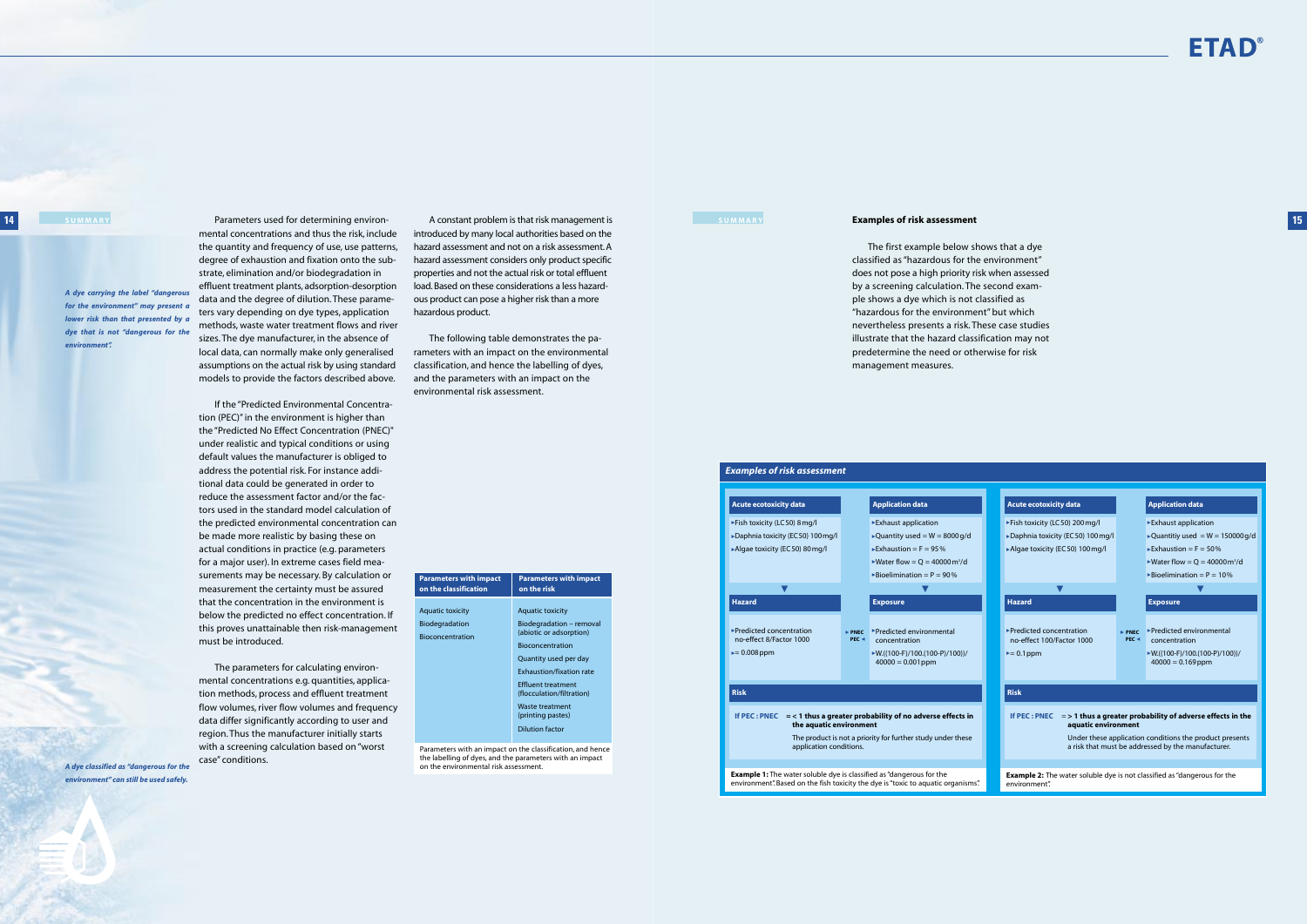*A dye carrying the label "dangerous for the environment" may present a lower risk than that presented by a dye that is not "dangerous for the environment".*

Parameters used for determining environmental concentrations and thus the risk, include the quantity and frequency of use, use patterns, degree of exhaustion and fixation onto the substrate, elimination and/or biodegradation in effluent treatment plants, adsorption-desorption data and the degree of dilution. These parameters vary depending on dye types, application methods, waste water treatment flows and river sizes. The dye manufacturer, in the absence of local data, can normally make only generalised assumptions on the actual risk by using standard models to provide the factors described above.

If the "Predicted Environmental Concentration (PEC)" in the environment is higher than the "Predicted No Effect Concentration (PNEC)" under realistic and typical conditions or using default values the manufacturer is obliged to address the potential risk. For instance additional data could be generated in order to reduce the assessment factor and/or the factors used in the standard model calculation of the predicted environmental concentration can be made more realistic by basing these on actual conditions in practice (e.g. parameters for a major user). In extreme cases field measurements may be necessary. By calculation or measurement the certainty must be assured that the concentration in the environment is below the predicted no effect concentration. If this proves unattainable then risk-management must be introduced.

The parameters for calculating environmental concentrations e.g. quantities, application methods, process and effluent treatment flow volumes, river flow volumes and frequency data differ significantly according to user and region. Thus the manufacturer initially starts with a screening calculation based on "worst case" conditions.

*A dye classified as "dangerous for the environment" can still be used safely.*

A constant problem is that risk management is introduced by many local authorities based on the hazard assessment and not on a risk assessment. A hazard assessment considers only product specific properties and not the actual risk or total effluent load. Based on these considerations a less hazardous product can pose a higher risk than a more hazardous product.

The following table demonstrates the parameters with an impact on the environmental classification, and hence the labelling of dyes, and the parameters with an impact on the environmental risk assessment.

| Parameters with impact on the classification | Parameters with impact on the risk |
|---|---|
| Aquatic toxicity | Aquatic toxicity |
| Biodegradation | Biodegradation – removal (abiotic or adsorption) |
| Bioconcentration | Bioconcentration |
| | Quantity used per day |
| | Exhaustion/fixation rate |
| | Effluent treatment (flocculation/filtration) |
| | Waste treatment (printing pastes) |
| | Dilution factor |

Parameters with an impact on the classification, and hence the labelling of dyes, and the parameters with an impact on the environmental risk assessment.

## Examples of risk assessment

The first example below shows that a dye classified as "hazardous for the environment" does not pose a high priority risk when assessed by a screening calculation. The second example shows a dye which is not classified as "hazardous for the environment" but which nevertheless presents a risk. These case studies illustrate that the hazard classification may not predetermine the need or otherwise for risk management measures.

### *Examples of risk assessment*

**Example 1**

**Acute ecotoxicity data**
- Fish toxicity (LC50) 8 mg/l
- Daphnia toxicity (EC50) 100 mg/l
- Algae toxicity (EC50) 80 mg/l

**Application data**
- Exhaust application
- Quantity used = W = 8000 g/d
- Exhaustion = F = 95 %
- Water flow = Q = 40000 $m^3$/d
- Bioelimination = P = 90 %

**Hazard**
- Predicted concentration no-effect 8/Factor 1000
- = 0.008 ppm

► PNEC PEC ◄

**Exposure**
- Predicted environmental concentration
- W.((100-F)/100.(100-P)/100))/ 40000 = 0.001 ppm

**Risk**

If PEC : PNEC = < 1 thus a greater probability of no adverse effects in the aquatic environment

The product is not a priority for further study under these application conditions.

**Example 1:** The water soluble dye is classified as "dangerous for the environment". Based on the fish toxicity the dye is "toxic to aquatic organisms".

**Example 2**

**Acute ecotoxicity data**
- Fish toxicity (LC50) 200 mg/l
- Daphnia toxicity (EC50) 100 mg/l
- Algae toxicity (EC50) 100 mg/l

**Application data**
- Exhaust application
- Quantitiy used = W = 150000 g/d
- Exhaustion = F = 50 %
- Water flow = Q = 40000 $m^3$/d
- Bioelimination = P = 10 %

**Hazard**
- Predicted concentration no-effect 100/Factor 1000
- = 0.1 ppm

► PNEC PEC ◄

**Exposure**
- Predicted environmental concentration
- W.((100-F)/100.(100-P)/100))/ 40000 = 0.169 ppm

**Risk**

If PEC : PNEC = > 1 thus a greater probability of adverse effects in the aquatic environment

Under these application conditions the product presents a risk that must be addressed by the manufacturer.

**Example 2:** The water soluble dye is not classified as "dangerous for the environment".